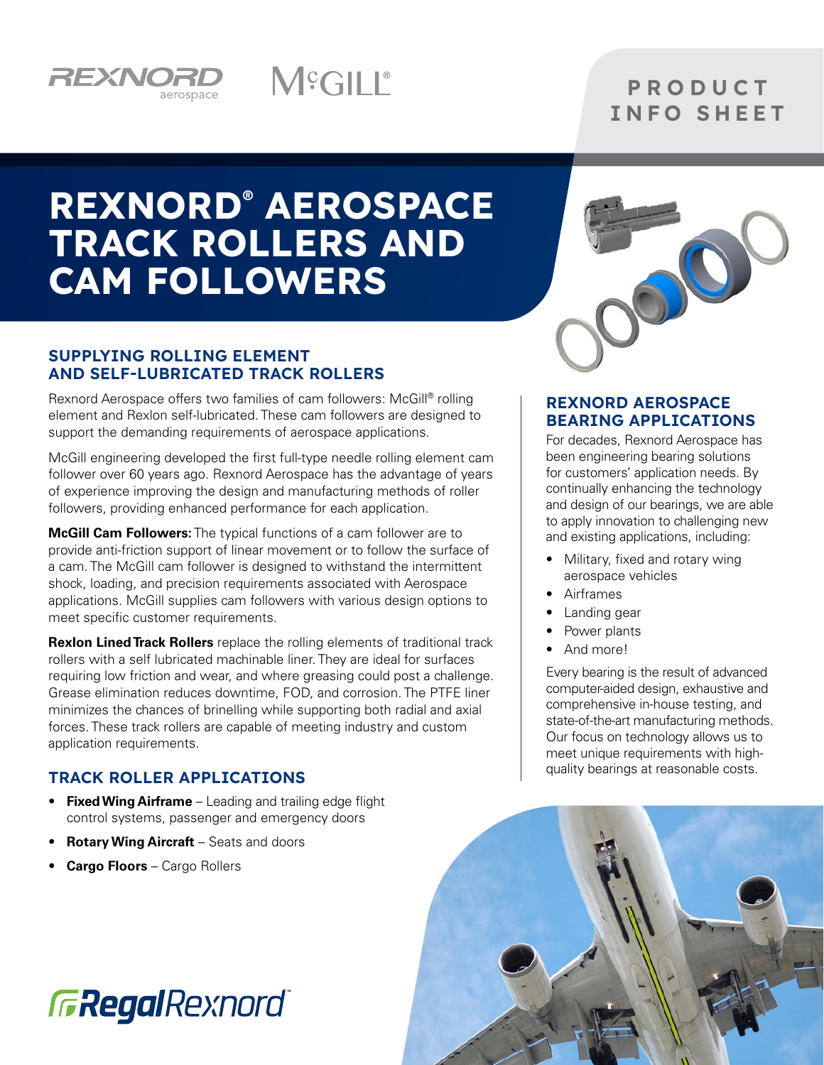REXNORD aerospace McGILL®

PRODUCT INFO SHEET

# REXNORD® AEROSPACE TRACK ROLLERS AND CAM FOLLOWERS

## SUPPLYING ROLLING ELEMENT AND SELF-LUBRICATED TRACK ROLLERS

Rexnord Aerospace offers two families of cam followers: McGill® rolling element and Rexlon self-lubricated. These cam followers are designed to support the demanding requirements of aerospace applications.

McGill engineering developed the first full-type needle rolling element cam follower over 60 years ago. Rexnord Aerospace has the advantage of years of experience improving the design and manufacturing methods of roller followers, providing enhanced performance for each application.

**McGill Cam Followers:** The typical functions of a cam follower are to provide anti-friction support of linear movement or to follow the surface of a cam. The McGill cam follower is designed to withstand the intermittent shock, loading, and precision requirements associated with Aerospace applications. McGill supplies cam followers with various design options to meet specific customer requirements.

**Rexlon Lined Track Rollers** replace the rolling elements of traditional track rollers with a self lubricated machinable liner. They are ideal for surfaces requiring low friction and wear, and where greasing could post a challenge. Grease elimination reduces downtime, FOD, and corrosion. The PTFE liner minimizes the chances of brinelling while supporting both radial and axial forces. These track rollers are capable of meeting industry and custom application requirements.

## TRACK ROLLER APPLICATIONS

- **Fixed Wing Airframe** – Leading and trailing edge flight control systems, passenger and emergency doors
- **Rotary Wing Aircraft** – Seats and doors
- **Cargo Floors** – Cargo Rollers

## REXNORD AEROSPACE BEARING APPLICATIONS

For decades, Rexnord Aerospace has been engineering bearing solutions for customers' application needs. By continually enhancing the technology and design of our bearings, we are able to apply innovation to challenging new and existing applications, including:

- Military, fixed and rotary wing aerospace vehicles
- Airframes
- Landing gear
- Power plants
- And more!

Every bearing is the result of advanced computer-aided design, exhaustive and comprehensive in-house testing, and state-of-the-art manufacturing methods. Our focus on technology allows us to meet unique requirements with high-quality bearings at reasonable costs.

RegalRexnord™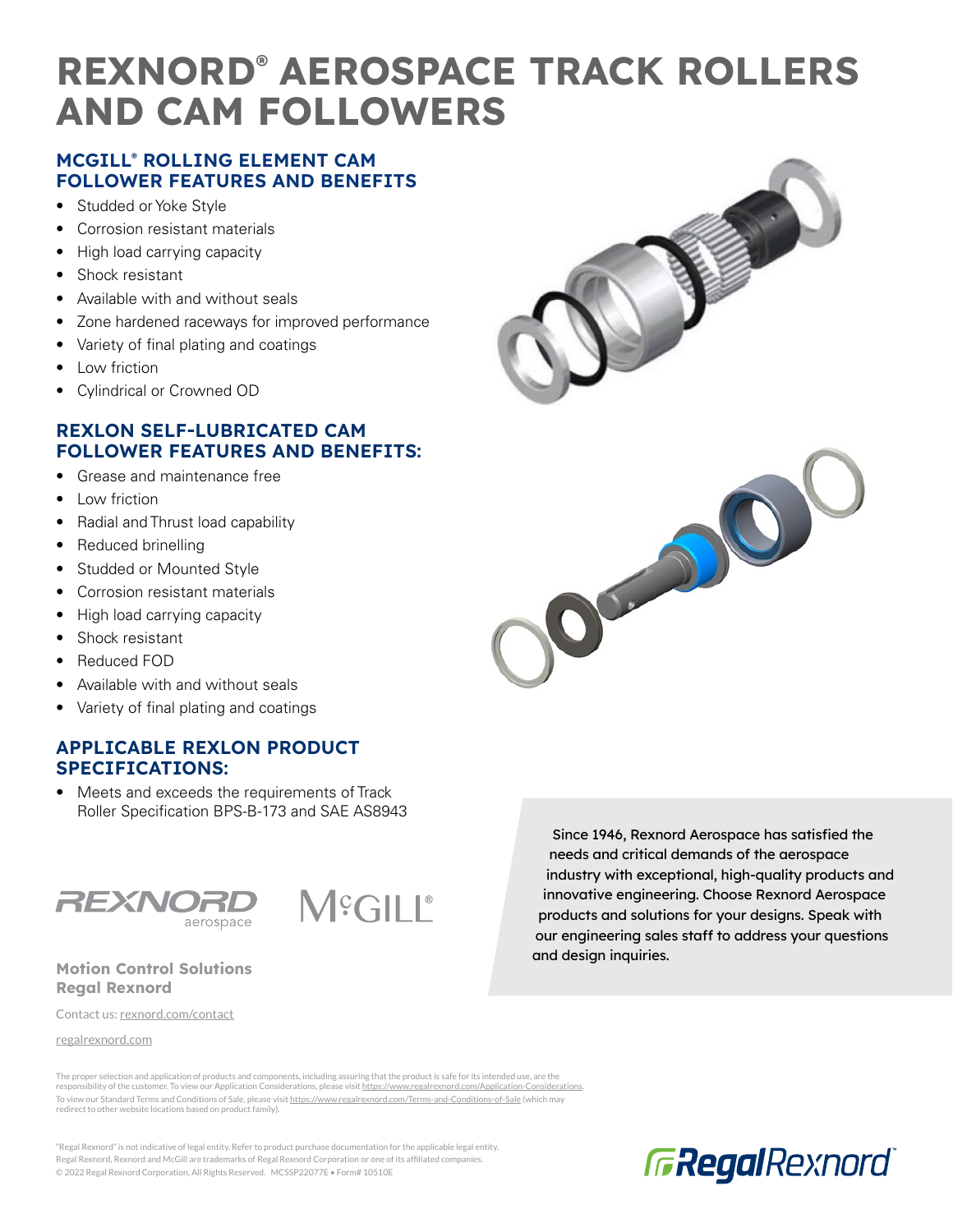# REXNORD® AEROSPACE TRACK ROLLERS AND CAM FOLLOWERS

## MCGILL® ROLLING ELEMENT CAM FOLLOWER FEATURES AND BENEFITS

- Studded or Yoke Style
- Corrosion resistant materials
- High load carrying capacity
- Shock resistant
- Available with and without seals
- Zone hardened raceways for improved performance
- Variety of final plating and coatings
- Low friction
- Cylindrical or Crowned OD

## REXLON SELF-LUBRICATED CAM FOLLOWER FEATURES AND BENEFITS:

- Grease and maintenance free
- Low friction
- Radial and Thrust load capability
- Reduced brinelling
- Studded or Mounted Style
- Corrosion resistant materials
- High load carrying capacity
- Shock resistant
- Reduced FOD
- Available with and without seals
- Variety of final plating and coatings

## APPLICABLE REXLON PRODUCT SPECIFICATIONS:

- Meets and exceeds the requirements of Track Roller Specification BPS-B-173 and SAE AS8943

Since 1946, Rexnord Aerospace has satisfied the needs and critical demands of the aerospace industry with exceptional, high-quality products and innovative engineering. Choose Rexnord Aerospace products and solutions for your designs. Speak with our engineering sales staff to address your questions and design inquiries.

REXNORD aerospace

McGILL®

**Motion Control Solutions**
**Regal Rexnord**

Contact us: rexnord.com/contact

regalrexnord.com

The proper selection and application of products and components, including assuring that the product is safe for its intended use, are the responsibility of the customer. To view our Application Considerations, please visit https://www.regalrexnord.com/Application-Considerations. To view our Standard Terms and Conditions of Sale, please visit https://www.regalrexnord.com/Terms-and-Conditions-of-Sale (which may redirect to other website locations based on product family).

"Regal Rexnord" is not indicative of legal entity. Refer to product purchase documentation for the applicable legal entity. Regal Rexnord, Rexnord and McGill are trademarks of Regal Rexnord Corporation or one of its affiliated companies.
© 2022 Regal Rexnord Corporation, All Rights Reserved. MCSSP22077E • Form# 10510E

RegalRexnord™